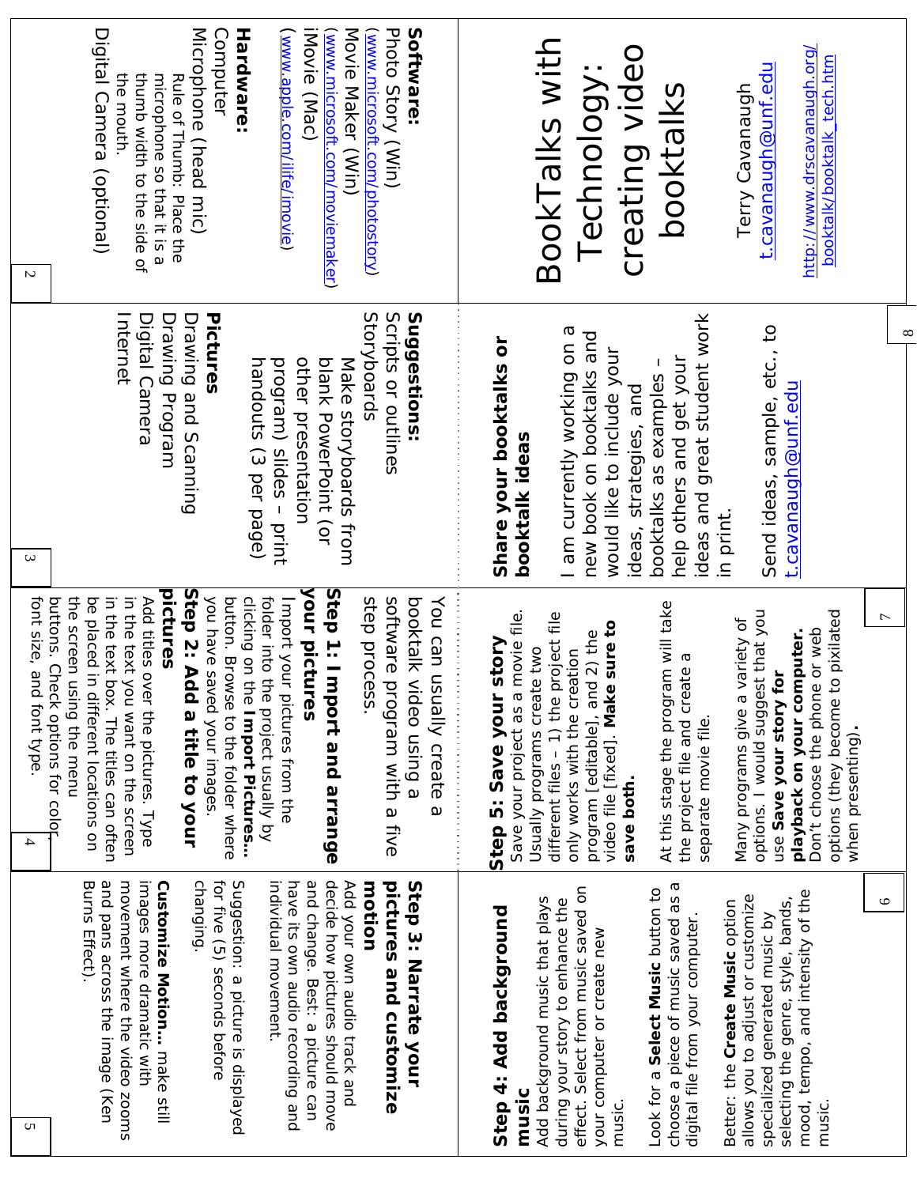# BookTalks with Technology: creating video booktalks

Terry Cavanaugh
t.cavanaugh@unf.edu

http://www.drscavanaugh.org/booktalk/booktalk_tech.htm

**Software:**
Photo Story (Win)
(www.microsoft.com/photostory)
Movie Maker (Win)
(www.microsoft.com/moviemaker)
iMovie (Mac)
(www.apple.com/ilife/imovie)

**Hardware:**
Computer
Microphone (head mic)
Rule of Thumb: Place the microphone so that it is a thumb width to the side of the mouth.
Digital Camera (optional)

**Suggestions:**
Scripts or outlines
Storyboards
Make storyboards from blank PowerPoint (or other presentation program) slides – print handouts (3 per page)

**Pictures**
Drawing and Scanning
Drawing Program
Digital Camera
Internet

You can usually create a booktalk video using a software program with a five step process.

## Step 1: Import and arrange your pictures

Import your pictures from the folder into the project usually by clicking on the **Import Pictures…** button. Browse to the folder where you have saved your images.

## Step 2: Add a title to your pictures

Add titles over the pictures. Type in the text you want on the screen in the text box. The titles can often be placed in different locations on the screen using the menu buttons. Check options for color, font size, and font type.

## Step 3: Narrate your pictures and customize motion

Add your own audio track and decide how pictures should move and change. Best: a picture can have its own audio recording and individual movement.

Suggestion: a picture is displayed for five (5) seconds before changing.

**Customize Motion…** make still images more dramatic with movement where the video zooms and pans across the image (Ken Burns Effect).

## Step 4: Add background music

Add background music that plays during your story to enhance the effect. Select from music saved on your computer or create new music.

Look for a **Select Music** button to choose a piece of music saved as a digital file from your computer.

Better: the **Create Music** option allows you to adjust or customize specialized generated music by selecting the genre, style, bands, mood, tempo, and intensity of the music.

## Step 5: Save your story

Save your project as a movie file. Usually programs create two different files – 1) the project file only works with the creation program [editable], and 2) the video file [fixed]. **Make sure to save both.**

At this stage the program will take the project file and create a separate movie file.

Many programs give a variety of options. I would suggest that you use **Save your story for playback on your computer.** Don't choose the phone or web options (they become to pixilated when presenting)**.**

**Share your booktalks or booktalk ideas**

I am currently working on a new book on booktalks and would like to include your ideas, strategies, and booktalks as examples – help others and get your ideas and great student work in print.

Send ideas, sample, etc., to t.cavanaugh@unf.edu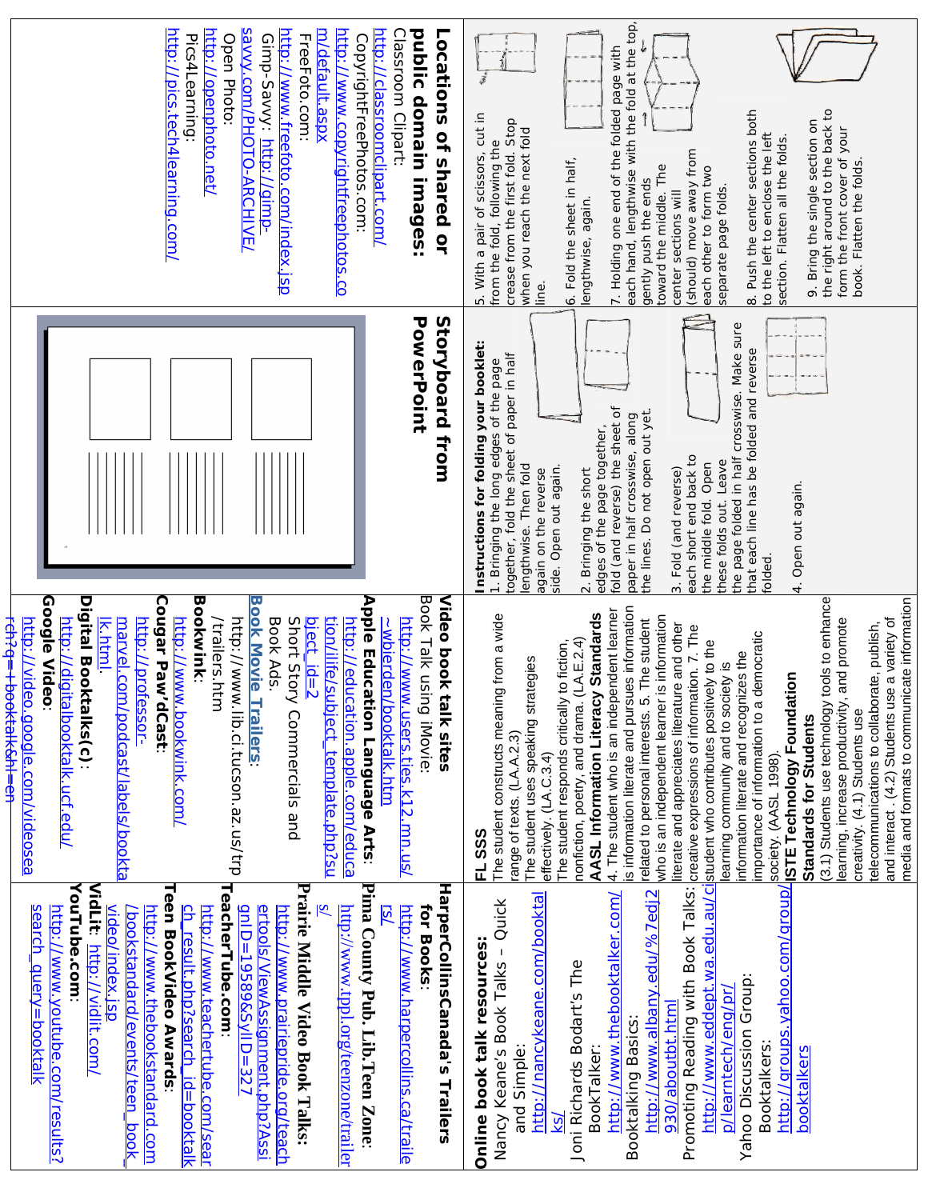**Locations of shared or public domain images:**

Classroom Clipart: http://classroomclipart.com/

CopyrightFreePhotos.com: http://www.copyrightfreephotos.com/default.aspx

FreeFoto.com: http://www.freefoto.com/index.jsp

Gimp-Savvy: http://gimp-savvy.com/PHOTO-ARCHIVE/

Open Photo: http://openphoto.net/

Pics4Learning: http://pics.tech4learning.com/

5. With a pair of scissors, cut in from the fold, following the crease from the first fold. Stop when you reach the next fold line.

6. Fold the sheet in half, lengthwise, again.

7. Holding one end of the folded page with each hand, lengthwise with the fold at the top, gently push the ends toward the middle. The center sections will (should) move away from each other to form two separate page folds.

8. Push the center sections both to the left to enclose the left section. Flatten all the folds.

9. Bring the single section on the right around to the back to form the front cover of your book. Flatten the folds.

**Storyboard from PowerPoint**

**Instructions for folding your booklet:**

1. Bringing the long edges of the page together, fold the sheet of paper in half lengthwise. Then fold again on the reverse side. Open out again.

2. Bringing the short edges of the page together, fold (and reverse) the sheet of paper in half crosswise, along the lines. Do not open out yet.

3. Fold (and reverse) each short end back to the middle fold. Open these folds out. Leave the page folded in half crosswise. Make sure that each line has been folded and reverse folded.

4. Open out again.

**Video book talk sites**

Book Talk using iMovie: http://www.users.ties.k12.mn.us/~wbierden/booktalk.htm

**Apple Education Language Arts**: http://education.apple.com/education/life/subject_template.php?subject_id=2

Short Story Commercials and Book Ads.

**Book Movie Trailers**: http://www.lib.ci.tucson.az.us/trp/trailers.htm

**Bookwink**: http://www.bookwink.com/

**Cougar Paw'dCast**: http://professor-marvel.com/podcast/labels/booktalk.html

**Digital Booktalks(c)**: http://digitalbooktalk.ucf.edu/

**Google Video**: http://video.google.com/videosearch?q=+booktalk&hl=en

**FL SSS**

The student constructs meaning from a wide range of texts. (LA.A.2.3)

The student uses speaking strategies effectively. (LA.C.3.4)

The student responds critically to fiction, nonfiction, poetry, and drama. (LA.E.2.4)

**AASL Information Literacy Standards**

4. The student who is an independent learner is information literate and pursues information related to personal interests. 5. The student who is an independent learner is information literate and appreciates literature and other creative expressions of information. 7. The student who contributes positively to the learning community and to society is information literate and recognizes the importance of information to a democratic society. (AASL 1998).

**ISTE Technology Foundation Standards for Students**

(3.1) Students use technology tools to enhance learning, increase productivity, and promote creativity. (4.1) Students use telecommunications to collaborate, publish, and interact . (4.2) Students use a variety of media and formats to communicate information

**HarperCollinsCanada's Trailers for Books**: http://www.harpercollins.ca/trailers/

**Pima County Pub. Lib.Teen Zone**: http://www.tppl.org/teenzone/trailers/

**Prairie Middle Video Book Talks**: http://www.prairiepride.org/teachertools/ViewAssignment.php?AssignID=19589&SylID=327

**TeacherTube.com**: http://www.teachertube.com/search_result.php?search_id=booktalk

**Teen BookVideo Awards**: http://www.thebookstandard.com/bookstandard/events/teen_book_video/index.jsp

**VidLit**: http://vidlit.com/

**YouTube.com**: http://www.youtube.com/results?search_query=booktalk

**Online book talk resources:**

Nancy Keane's Book Talks – Quick and Simple: http://nancykeane.com/booktalks/

Joni Richards Bodart's The BookTalker: http://www.thebooktalker.com/

Booktalking Basics: http://www.albany.edu/%7edj2930/aboutbt.html

Promoting Reading with Book Talks: http://www.eddept.wa.edu.au/cip/learntech/eng/pr/

Yahoo Discussion Group: Booktalkers: http://groups.yahoo.com/group/booktalkers